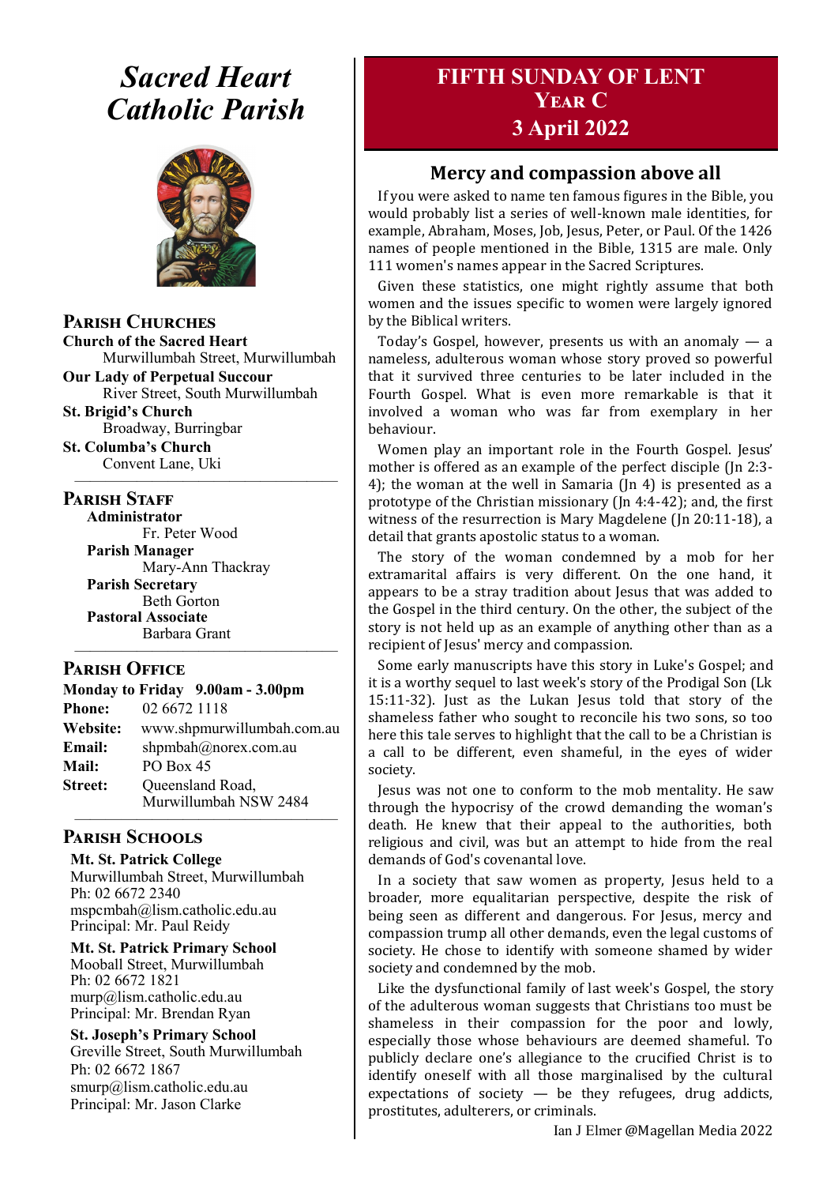# *Sacred Heart Catholic Parish*

## Parish Churches

**Church of the Sacred Heart**
Murwillumbah Street, Murwillumbah

**Our Lady of Perpetual Succour**
River Street, South Murwillumbah

**St. Brigid's Church**
Broadway, Burringbar

**St. Columba's Church**
Convent Lane, Uki

## Parish Staff

**Administrator**
Fr. Peter Wood

**Parish Manager**
Mary-Ann Thackray

**Parish Secretary**
Beth Gorton

**Pastoral Associate**
Barbara Grant

## Parish Office

**Monday to Friday 9.00am - 3.00pm**

**Phone:** 02 6672 1118
**Website:** www.shpmurwillumbah.com.au
**Email:** shpmbah@norex.com.au
**Mail:** PO Box 45
**Street:** Queensland Road, Murwillumbah NSW 2484

## Parish Schools

**Mt. St. Patrick College**
Murwillumbah Street, Murwillumbah
Ph: 02 6672 2340
mspcmbah@lism.catholic.edu.au
Principal: Mr. Paul Reidy

**Mt. St. Patrick Primary School**
Mooball Street, Murwillumbah
Ph: 02 6672 1821
murp@lism.catholic.edu.au
Principal: Mr. Brendan Ryan

**St. Joseph's Primary School**
Greville Street, South Murwillumbah
Ph: 02 6672 1867
smurp@lism.catholic.edu.au
Principal: Mr. Jason Clarke

# FIFTH SUNDAY OF LENT
# Year C
# 3 April 2022

## Mercy and compassion above all

If you were asked to name ten famous figures in the Bible, you would probably list a series of well-known male identities, for example, Abraham, Moses, Job, Jesus, Peter, or Paul. Of the 1426 names of people mentioned in the Bible, 1315 are male. Only 111 women's names appear in the Sacred Scriptures.

Given these statistics, one might rightly assume that both women and the issues specific to women were largely ignored by the Biblical writers.

Today's Gospel, however, presents us with an anomaly — a nameless, adulterous woman whose story proved so powerful that it survived three centuries to be later included in the Fourth Gospel. What is even more remarkable is that it involved a woman who was far from exemplary in her behaviour.

Women play an important role in the Fourth Gospel. Jesus' mother is offered as an example of the perfect disciple (Jn 2:3-4); the woman at the well in Samaria (Jn 4) is presented as a prototype of the Christian missionary (Jn 4:4-42); and, the first witness of the resurrection is Mary Magdelene (Jn 20:11-18), a detail that grants apostolic status to a woman.

The story of the woman condemned by a mob for her extramarital affairs is very different. On the one hand, it appears to be a stray tradition about Jesus that was added to the Gospel in the third century. On the other, the subject of the story is not held up as an example of anything other than as a recipient of Jesus' mercy and compassion.

Some early manuscripts have this story in Luke's Gospel; and it is a worthy sequel to last week's story of the Prodigal Son (Lk 15:11-32). Just as the Lukan Jesus told that story of the shameless father who sought to reconcile his two sons, so too here this tale serves to highlight that the call to be a Christian is a call to be different, even shameful, in the eyes of wider society.

Jesus was not one to conform to the mob mentality. He saw through the hypocrisy of the crowd demanding the woman's death. He knew that their appeal to the authorities, both religious and civil, was but an attempt to hide from the real demands of God's covenantal love.

In a society that saw women as property, Jesus held to a broader, more equalitarian perspective, despite the risk of being seen as different and dangerous. For Jesus, mercy and compassion trump all other demands, even the legal customs of society. He chose to identify with someone shamed by wider society and condemned by the mob.

Like the dysfunctional family of last week's Gospel, the story of the adulterous woman suggests that Christians too must be shameless in their compassion for the poor and lowly, especially those whose behaviours are deemed shameful. To publicly declare one's allegiance to the crucified Christ is to identify oneself with all those marginalised by the cultural expectations of society — be they refugees, drug addicts, prostitutes, adulterers, or criminals.

Ian J Elmer @Magellan Media 2022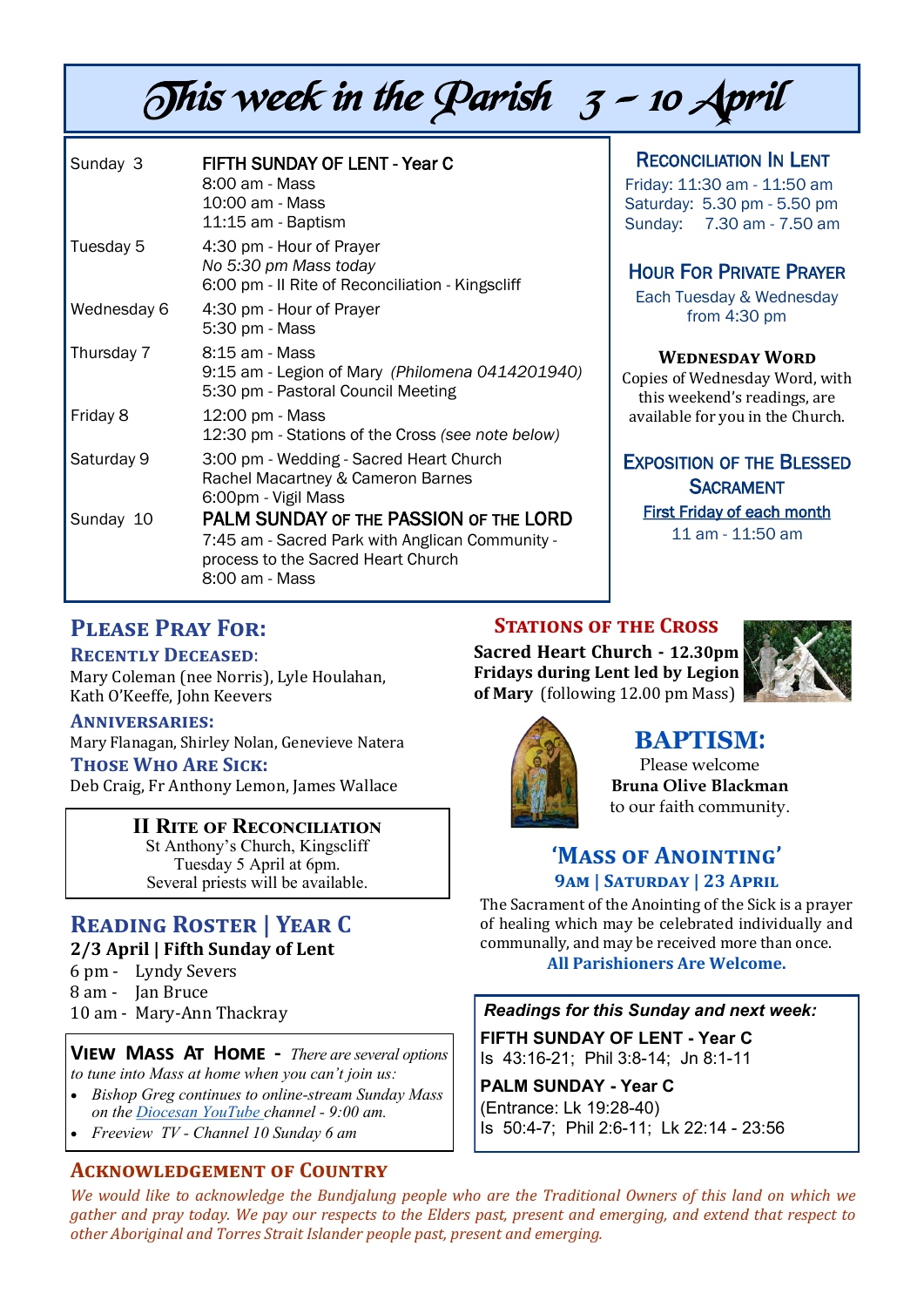# This week in the Parish 3 – 10 April

| | |
|---|---|
| Sunday 3 | FIFTH SUNDAY OF LENT - Year C<br>8:00 am - Mass<br>10:00 am - Mass<br>11:15 am - Baptism |
| Tuesday 5 | 4:30 pm - Hour of Prayer<br>*No 5:30 pm Mass today*<br>6:00 pm - II Rite of Reconciliation - Kingscliff |
| Wednesday 6 | 4:30 pm - Hour of Prayer<br>5:30 pm - Mass |
| Thursday 7 | 8:15 am - Mass<br>9:15 am - Legion of Mary *(Philomena 0414201940)*<br>5:30 pm - Pastoral Council Meeting |
| Friday 8 | 12:00 pm - Mass<br>12:30 pm - Stations of the Cross *(see note below)* |
| Saturday 9 | 3:00 pm - Wedding - Sacred Heart Church<br>Rachel Macartney & Cameron Barnes<br>6:00pm - Vigil Mass |
| Sunday 10 | PALM SUNDAY OF THE PASSION OF THE LORD<br>7:45 am - Sacred Park with Anglican Community - process to the Sacred Heart Church<br>8:00 am - Mass |

## Reconciliation In Lent

Friday: 11:30 am - 11:50 am
Saturday: 5.30 pm - 5.50 pm
Sunday: 7.30 am - 7.50 am

## Hour For Private Prayer

Each Tuesday & Wednesday from 4:30 pm

## Wednesday Word

Copies of Wednesday Word, with this weekend's readings, are available for you in the Church.

## Exposition of the Blessed Sacrament

First Friday of each month
11 am - 11:50 am

## Please Pray For:

### Recently Deceased:

Mary Coleman (nee Norris), Lyle Houlahan, Kath O'Keeffe, John Keevers

### Anniversaries:

Mary Flanagan, Shirley Nolan, Genevieve Natera

### Those Who Are Sick:

Deb Craig, Fr Anthony Lemon, James Wallace

## II Rite of Reconciliation

St Anthony's Church, Kingscliff
Tuesday 5 April at 6pm.
Several priests will be available.

## Reading Roster | Year C

**2/3 April | Fifth Sunday of Lent**

6 pm - Lyndy Severs
8 am - Jan Bruce
10 am - Mary-Ann Thackray

**View Mass At Home** - *There are several options to tune into Mass at home when you can't join us:*

- *Bishop Greg continues to online-stream Sunday Mass on the Diocesan YouTube channel - 9:00 am.*
- *Freeview TV - Channel 10 Sunday 6 am*

## Stations of the Cross

**Sacred Heart Church - 12.30pm Fridays during Lent led by Legion of Mary** (following 12.00 pm Mass)

## Baptism:

Please welcome
**Bruna Olive Blackman**
to our faith community.

## 'Mass of Anointing'

**9am | Saturday | 23 April**

The Sacrament of the Anointing of the Sick is a prayer of healing which may be celebrated individually and communally, and may be received more than once.

**All Parishioners Are Welcome.**

***Readings for this Sunday and next week:***

**FIFTH SUNDAY OF LENT - Year C**
Is 43:16-21; Phil 3:8-14; Jn 8:1-11

**PALM SUNDAY - Year C**
(Entrance: Lk 19:28-40)
Is 50:4-7; Phil 2:6-11; Lk 22:14 - 23:56

## Acknowledgement of Country

*We would like to acknowledge the Bundjalung people who are the Traditional Owners of this land on which we gather and pray today. We pay our respects to the Elders past, present and emerging, and extend that respect to other Aboriginal and Torres Strait Islander people past, present and emerging.*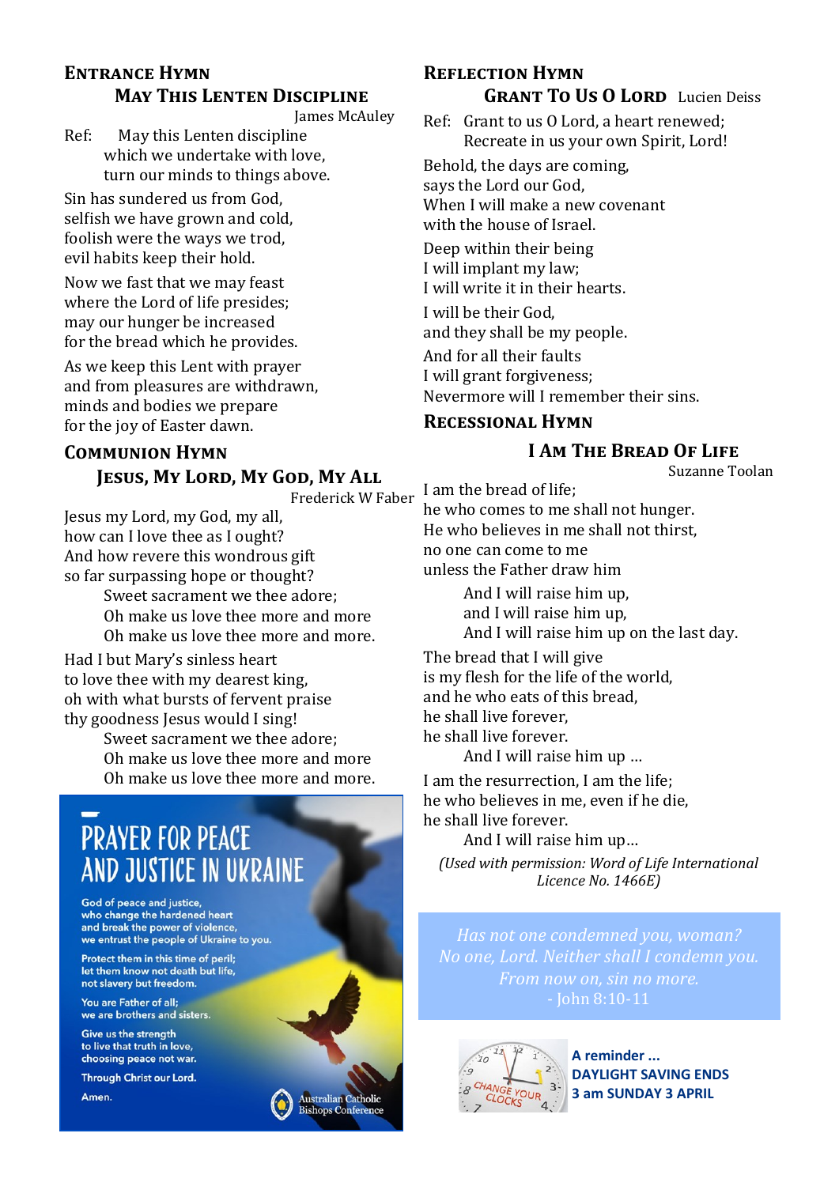## Entrance Hymn

### May This Lenten Discipline

James McAuley

Ref: May this Lenten discipline
which we undertake with love,
turn our minds to things above.

Sin has sundered us from God,
selfish we have grown and cold,
foolish were the ways we trod,
evil habits keep their hold.

Now we fast that we may feast
where the Lord of life presides;
may our hunger be increased
for the bread which he provides.

As we keep this Lent with prayer
and from pleasures are withdrawn,
minds and bodies we prepare
for the joy of Easter dawn.

## Communion Hymn

### Jesus, My Lord, My God, My All

Frederick W Faber

Jesus my Lord, my God, my all,
how can I love thee as I ought?
And how revere this wondrous gift
so far surpassing hope or thought?
Sweet sacrament we thee adore;
Oh make us love thee more and more
Oh make us love thee more and more.

Had I but Mary's sinless heart
to love thee with my dearest king,
oh with what bursts of fervent praise
thy goodness Jesus would I sing!
Sweet sacrament we thee adore;
Oh make us love thee more and more
Oh make us love thee more and more.

## Prayer for Peace and Justice in Ukraine

God of peace and justice,
who change the hardened heart
and break the power of violence,
we entrust the people of Ukraine to you.

Protect them in this time of peril;
let them know not death but life,
not slavery but freedom.

You are Father of all;
we are brothers and sisters.

Give us the strength
to live that truth in love,
choosing peace not war.

Through Christ our Lord.

Amen.

Australian Catholic Bishops Conference

## Reflection Hymn

### Grant To Us O Lord

Lucien Deiss

Ref: Grant to us O Lord, a heart renewed;
Recreate in us your own Spirit, Lord!

Behold, the days are coming,
says the Lord our God,
When I will make a new covenant
with the house of Israel.

Deep within their being
I will implant my law;
I will write it in their hearts.

I will be their God,
and they shall be my people.

And for all their faults
I will grant forgiveness;
Nevermore will I remember their sins.

## Recessional Hymn

### I Am The Bread Of Life

Suzanne Toolan

I am the bread of life;
he who comes to me shall not hunger.
He who believes in me shall not thirst,
no one can come to me
unless the Father draw him

And I will raise him up,
and I will raise him up,
And I will raise him up on the last day.

The bread that I will give
is my flesh for the life of the world,
and he who eats of this bread,
he shall live forever,
he shall live forever.
And I will raise him up ...

I am the resurrection, I am the life;
he who believes in me, even if he die,
he shall live forever.
And I will raise him up...

*(Used with permission: Word of Life International Licence No. 1466E)*

*Has not one condemned you, woman?
No one, Lord. Neither shall I condemn you.
From now on, sin no more.*
- John 8:10-11

**A reminder ...
DAYLIGHT SAVING ENDS
3 am SUNDAY 3 APRIL**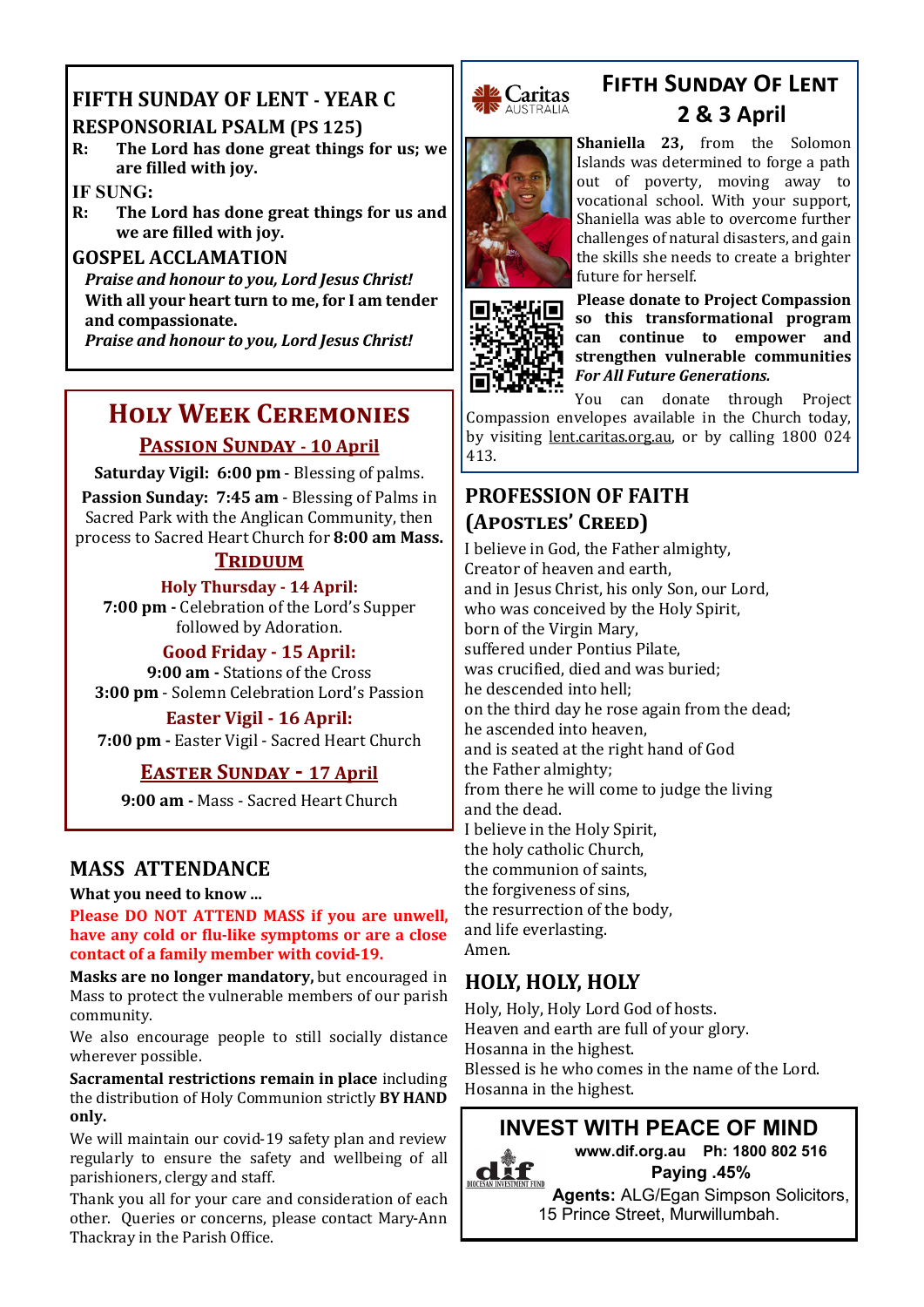## FIFTH SUNDAY OF LENT - YEAR C

### RESPONSORIAL PSALM (PS 125)

**R: The Lord has done great things for us; we are filled with joy.**

**IF SUNG:**

**R: The Lord has done great things for us and we are filled with joy.**

### GOSPEL ACCLAMATION

***Praise and honour to you, Lord Jesus Christ!***

**With all your heart turn to me, for I am tender and compassionate.**

***Praise and honour to you, Lord Jesus Christ!***

## HOLY WEEK CEREMONIES

### PASSION SUNDAY - 10 April

**Saturday Vigil: 6:00 pm** - Blessing of palms.

**Passion Sunday: 7:45 am** - Blessing of Palms in Sacred Park with the Anglican Community, then process to Sacred Heart Church for **8:00 am Mass.**

### TRIDUUM

**Holy Thursday - 14 April:**

**7:00 pm -** Celebration of the Lord's Supper followed by Adoration.

**Good Friday - 15 April:**

**9:00 am -** Stations of the Cross

**3:00 pm** - Solemn Celebration Lord's Passion

**Easter Vigil - 16 April:**

**7:00 pm -** Easter Vigil - Sacred Heart Church

### EASTER SUNDAY - 17 April

**9:00 am -** Mass - Sacred Heart Church

## MASS ATTENDANCE

**What you need to know ...**

**Please DO NOT ATTEND MASS if you are unwell, have any cold or flu-like symptoms or are a close contact of a family member with covid-19.**

**Masks are no longer mandatory,** but encouraged in Mass to protect the vulnerable members of our parish community.

We also encourage people to still socially distance wherever possible.

**Sacramental restrictions remain in place** including the distribution of Holy Communion strictly **BY HAND only.**

We will maintain our covid-19 safety plan and review regularly to ensure the safety and wellbeing of all parishioners, clergy and staff.

Thank you all for your care and consideration of each other. Queries or concerns, please contact Mary-Ann Thackray in the Parish Office.

## Caritas Australia — FIFTH SUNDAY OF LENT 2 & 3 April

**Shaniella 23,** from the Solomon Islands was determined to forge a path out of poverty, moving away to vocational school. With your support, Shaniella was able to overcome further challenges of natural disasters, and gain the skills she needs to create a brighter future for herself.

**Please donate to Project Compassion so this transformational program can continue to empower and strengthen vulnerable communities *For All Future Generations.***

You can donate through Project Compassion envelopes available in the Church today, by visiting lent.caritas.org.au, or by calling 1800 024 413.

## PROFESSION OF FAITH (APOSTLES' CREED)

I believe in God, the Father almighty,
Creator of heaven and earth,
and in Jesus Christ, his only Son, our Lord,
who was conceived by the Holy Spirit,
born of the Virgin Mary,
suffered under Pontius Pilate,
was crucified, died and was buried;
he descended into hell;
on the third day he rose again from the dead;
he ascended into heaven,
and is seated at the right hand of God
the Father almighty;
from there he will come to judge the living
and the dead.
I believe in the Holy Spirit,
the holy catholic Church,
the communion of saints,
the forgiveness of sins,
the resurrection of the body,
and life everlasting.
Amen.

## HOLY, HOLY, HOLY

Holy, Holy, Holy Lord God of hosts.
Heaven and earth are full of your glory.
Hosanna in the highest.
Blessed is he who comes in the name of the Lord.
Hosanna in the highest.

## INVEST WITH PEACE OF MIND

**www.dif.org.au Ph: 1800 802 516**

**Paying .45%**

DIOCESAN INVESTMENT FUND

**Agents:** ALG/Egan Simpson Solicitors, 15 Prince Street, Murwillumbah.